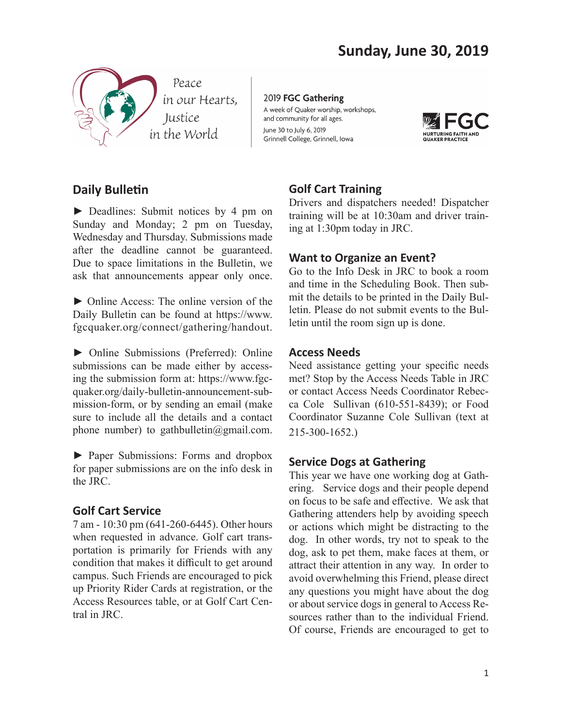# Sunday, June 30, 2019

Peace in our Hearts, Justice in the World

2019 **FGC Gathering**
A week of Quaker worship, workshops, and community for all ages.
June 30 to July 6, 2019
Grinnell College, Grinnell, Iowa

FGC — NURTURING FAITH AND QUAKER PRACTICE

## Daily Bulletin

► Deadlines: Submit notices by 4 pm on Sunday and Monday; 2 pm on Tuesday, Wednesday and Thursday. Submissions made after the deadline cannot be guaranteed. Due to space limitations in the Bulletin, we ask that announcements appear only once.

► Online Access: The online version of the Daily Bulletin can be found at https://www.fgcquaker.org/connect/gathering/handout.

► Online Submissions (Preferred): Online submissions can be made either by accessing the submission form at: https://www.fgcquaker.org/daily-bulletin-announcement-submission-form, or by sending an email (make sure to include all the details and a contact phone number) to gathbulletin@gmail.com.

► Paper Submissions: Forms and dropbox for paper submissions are on the info desk in the JRC.

## Golf Cart Service

7 am - 10:30 pm (641-260-6445). Other hours when requested in advance. Golf cart transportation is primarily for Friends with any condition that makes it difficult to get around campus. Such Friends are encouraged to pick up Priority Rider Cards at registration, or the Access Resources table, or at Golf Cart Central in JRC.

## Golf Cart Training

Drivers and dispatchers needed! Dispatcher training will be at 10:30am and driver training at 1:30pm today in JRC.

## Want to Organize an Event?

Go to the Info Desk in JRC to book a room and time in the Scheduling Book. Then submit the details to be printed in the Daily Bulletin. Please do not submit events to the Bulletin until the room sign up is done.

## Access Needs

Need assistance getting your specific needs met? Stop by the Access Needs Table in JRC or contact Access Needs Coordinator Rebecca Cole Sullivan (610-551-8439); or Food Coordinator Suzanne Cole Sullivan (text at 215-300-1652.)

## Service Dogs at Gathering

This year we have one working dog at Gathering. Service dogs and their people depend on focus to be safe and effective. We ask that Gathering attenders help by avoiding speech or actions which might be distracting to the dog. In other words, try not to speak to the dog, ask to pet them, make faces at them, or attract their attention in any way. In order to avoid overwhelming this Friend, please direct any questions you might have about the dog or about service dogs in general to Access Resources rather than to the individual Friend. Of course, Friends are encouraged to get to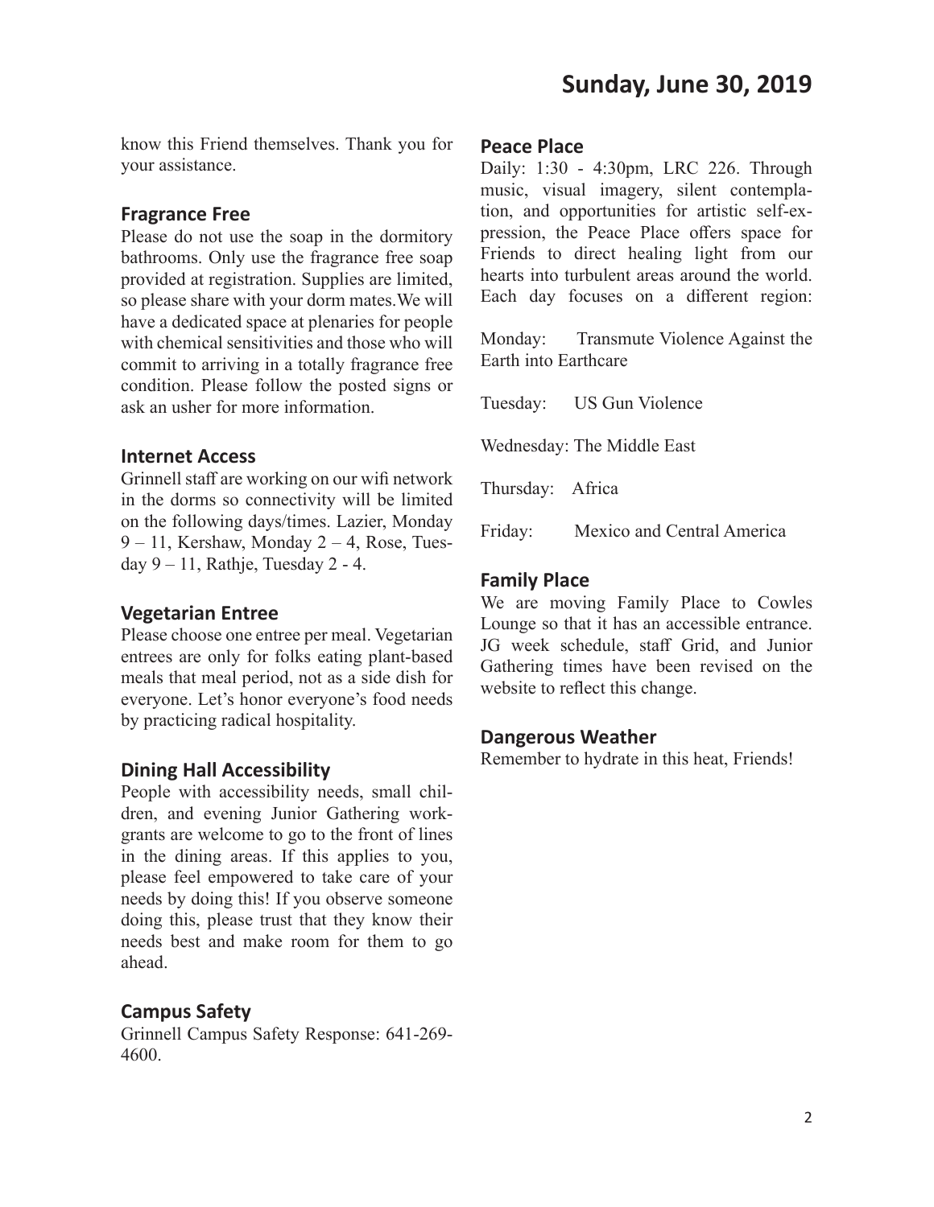# Sunday, June 30, 2019

know this Friend themselves. Thank you for your assistance.

## Fragrance Free

Please do not use the soap in the dormitory bathrooms. Only use the fragrance free soap provided at registration. Supplies are limited, so please share with your dorm mates.We will have a dedicated space at plenaries for people with chemical sensitivities and those who will commit to arriving in a totally fragrance free condition. Please follow the posted signs or ask an usher for more information.

## Internet Access

Grinnell staff are working on our wifi network in the dorms so connectivity will be limited on the following days/times. Lazier, Monday 9 – 11, Kershaw, Monday 2 – 4, Rose, Tuesday 9 – 11, Rathje, Tuesday 2 - 4.

## Vegetarian Entree

Please choose one entree per meal. Vegetarian entrees are only for folks eating plant-based meals that meal period, not as a side dish for everyone. Let's honor everyone's food needs by practicing radical hospitality.

## Dining Hall Accessibility

People with accessibility needs, small children, and evening Junior Gathering workgrants are welcome to go to the front of lines in the dining areas. If this applies to you, please feel empowered to take care of your needs by doing this! If you observe someone doing this, please trust that they know their needs best and make room for them to go ahead.

## Campus Safety

Grinnell Campus Safety Response: 641-269-4600.

## Peace Place

Daily: 1:30 - 4:30pm, LRC 226. Through music, visual imagery, silent contemplation, and opportunities for artistic self-expression, the Peace Place offers space for Friends to direct healing light from our hearts into turbulent areas around the world. Each day focuses on a different region:

Monday: Transmute Violence Against the Earth into Earthcare

Tuesday: US Gun Violence

Wednesday: The Middle East

Thursday: Africa

Friday: Mexico and Central America

## Family Place

We are moving Family Place to Cowles Lounge so that it has an accessible entrance. JG week schedule, staff Grid, and Junior Gathering times have been revised on the website to reflect this change.

## Dangerous Weather

Remember to hydrate in this heat, Friends!